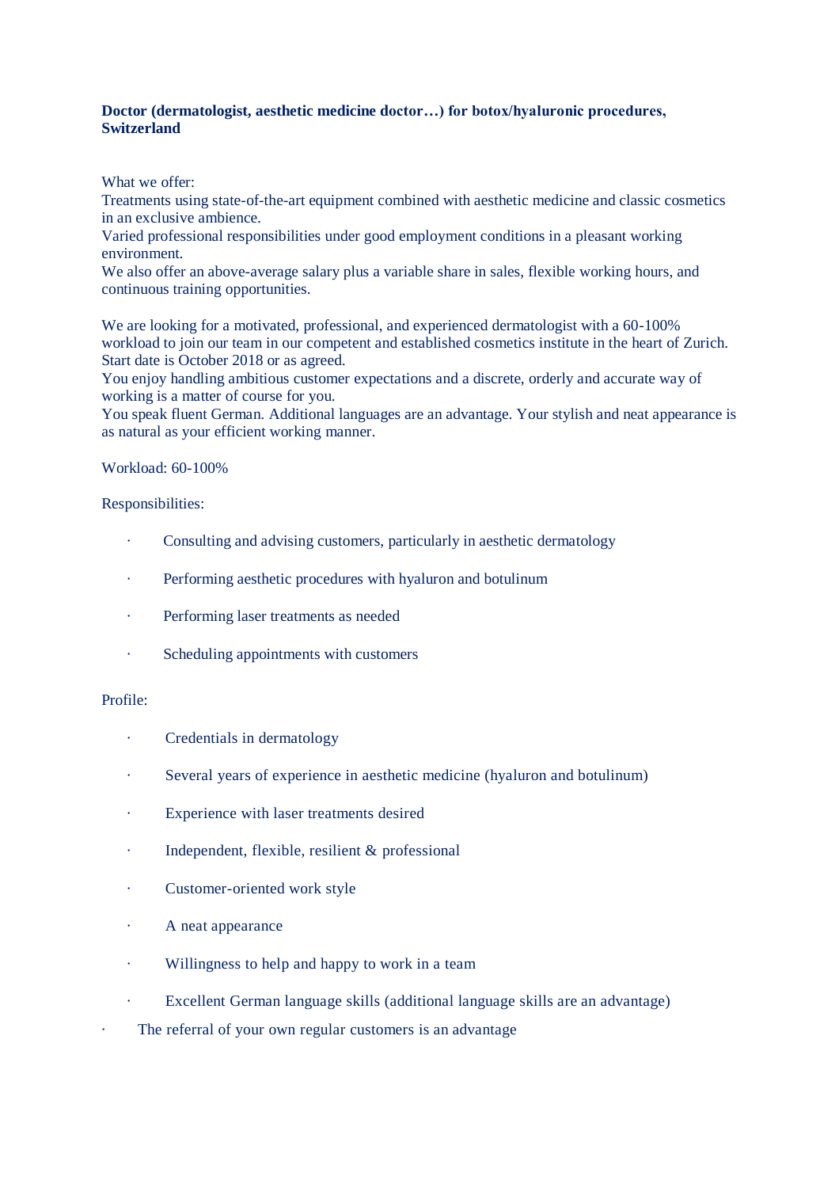**Doctor (dermatologist, aesthetic medicine doctor…) for botox/hyaluronic procedures, Switzerland**

What we offer:
Treatments using state-of-the-art equipment combined with aesthetic medicine and classic cosmetics in an exclusive ambience.
Varied professional responsibilities under good employment conditions in a pleasant working environment.
We also offer an above-average salary plus a variable share in sales, flexible working hours, and continuous training opportunities.

We are looking for a motivated, professional, and experienced dermatologist with a 60-100% workload to join our team in our competent and established cosmetics institute in the heart of Zurich. Start date is October 2018 or as agreed.
You enjoy handling ambitious customer expectations and a discrete, orderly and accurate way of working is a matter of course for you.
You speak fluent German. Additional languages are an advantage. Your stylish and neat appearance is as natural as your efficient working manner.

Workload: 60-100%

Responsibilities:

- Consulting and advising customers, particularly in aesthetic dermatology
- Performing aesthetic procedures with hyaluron and botulinum
- Performing laser treatments as needed
- Scheduling appointments with customers

Profile:

- Credentials in dermatology
- Several years of experience in aesthetic medicine (hyaluron and botulinum)
- Experience with laser treatments desired
- Independent, flexible, resilient & professional
- Customer-oriented work style
- A neat appearance
- Willingness to help and happy to work in a team
- Excellent German language skills (additional language skills are an advantage)
- The referral of your own regular customers is an advantage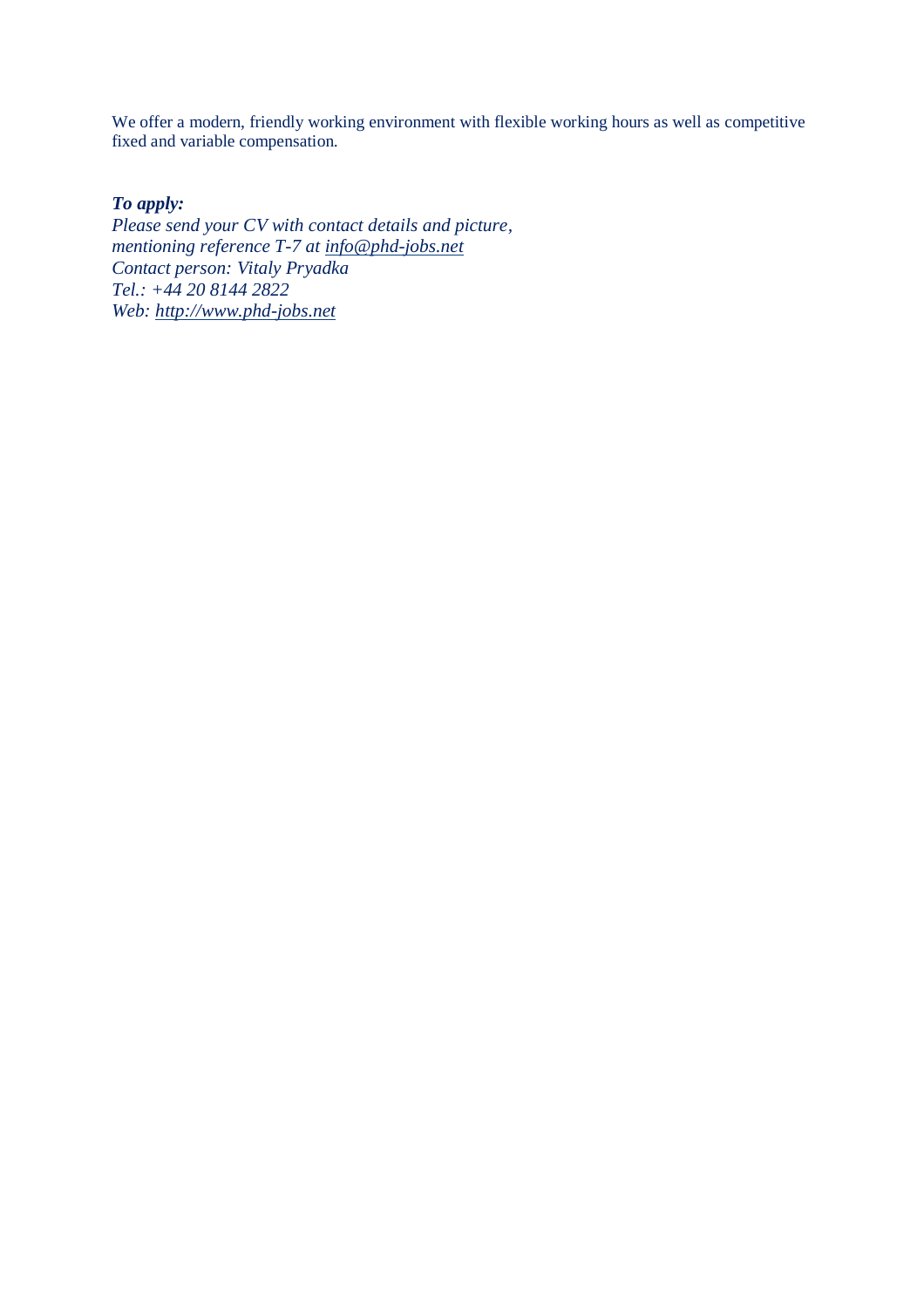We offer a modern, friendly working environment with flexible working hours as well as competitive fixed and variable compensation.

***To apply:***

*Please send your CV with contact details and picture,*
*mentioning reference T-7 at info@phd-jobs.net*
*Contact person: Vitaly Pryadka*
*Tel.: +44 20 8144 2822*
*Web: http://www.phd-jobs.net*